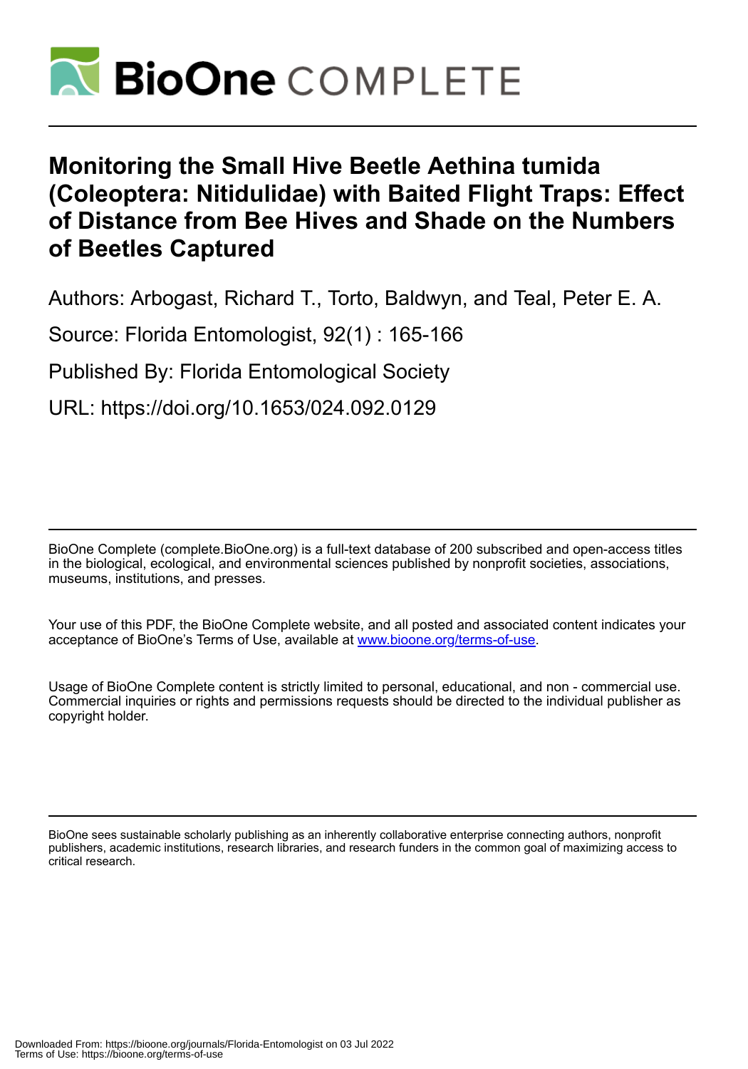# Monitoring the Small Hive Beetle Aethina tumida (Coleoptera: Nitidulidae) with Baited Flight Traps: Effect of Distance from Bee Hives and Shade on the Numbers of Beetles Captured

Authors: Arbogast, Richard T., Torto, Baldwyn, and Teal, Peter E. A.

Source: Florida Entomologist, 92(1) : 165-166

Published By: Florida Entomological Society

URL: https://doi.org/10.1653/024.092.0129

BioOne Complete (complete.BioOne.org) is a full-text database of 200 subscribed and open-access titles in the biological, ecological, and environmental sciences published by nonprofit societies, associations, museums, institutions, and presses.

Your use of this PDF, the BioOne Complete website, and all posted and associated content indicates your acceptance of BioOne's Terms of Use, available at www.bioone.org/terms-of-use.

Usage of BioOne Complete content is strictly limited to personal, educational, and non - commercial use. Commercial inquiries or rights and permissions requests should be directed to the individual publisher as copyright holder.

BioOne sees sustainable scholarly publishing as an inherently collaborative enterprise connecting authors, nonprofit publishers, academic institutions, research libraries, and research funders in the common goal of maximizing access to critical research.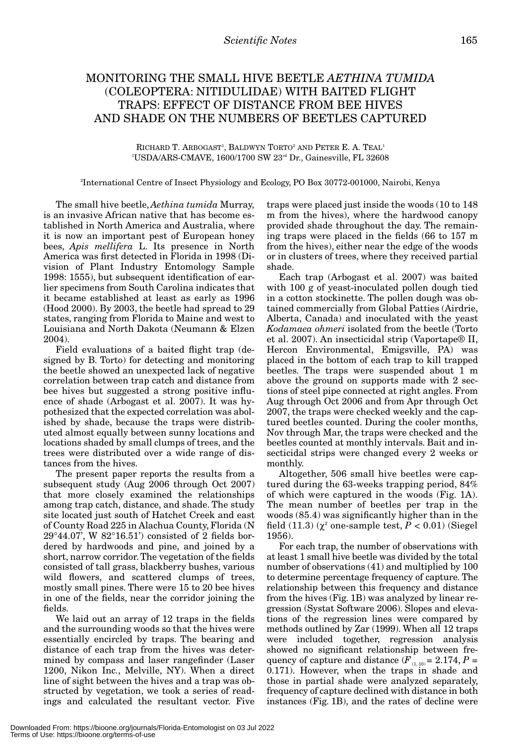# MONITORING THE SMALL HIVE BEETLE *AETHINA TUMIDA* (COLEOPTERA: NITIDULIDAE) WITH BAITED FLIGHT TRAPS: EFFECT OF DISTANCE FROM BEE HIVES AND SHADE ON THE NUMBERS OF BEETLES CAPTURED

RICHARD T. ARBOGAST[1], BALDWYN TORTO[2] AND PETER E. A. TEAL[1]
[1]USDA/ARS-CMAVE, 1600/1700 SW 23rd Dr., Gainesville, FL 32608

[2]International Centre of Insect Physiology and Ecology, PO Box 30772-001000, Nairobi, Kenya

The small hive beetle, *Aethina tumida* Murray, is an invasive African native that has become established in North America and Australia, where it is now an important pest of European honey bees, *Apis mellifera* L. Its presence in North America was first detected in Florida in 1998 (Division of Plant Industry Entomology Sample 1998: 1555), but subsequent identification of earlier specimens from South Carolina indicates that it became established at least as early as 1996 (Hood 2000). By 2003, the beetle had spread to 29 states, ranging from Florida to Maine and west to Louisiana and North Dakota (Neumann & Elzen 2004).

Field evaluations of a baited flight trap (designed by B. Torto) for detecting and monitoring the beetle showed an unexpected lack of negative correlation between trap catch and distance from bee hives but suggested a strong positive influence of shade (Arbogast et al. 2007). It was hypothesized that the expected correlation was abolished by shade, because the traps were distributed almost equally between sunny locations and locations shaded by small clumps of trees, and the trees were distributed over a wide range of distances from the hives.

The present paper reports the results from a subsequent study (Aug 2006 through Oct 2007) that more closely examined the relationships among trap catch, distance, and shade. The study site located just south of Hatchet Creek and east of County Road 225 in Alachua County, Florida (N 29°44.07', W 82°16.51') consisted of 2 fields bordered by hardwoods and pine, and joined by a short, narrow corridor. The vegetation of the fields consisted of tall grass, blackberry bushes, various wild flowers, and scattered clumps of trees, mostly small pines. There were 15 to 20 bee hives in one of the fields, near the corridor joining the fields.

We laid out an array of 12 traps in the fields and the surrounding woods so that the hives were essentially encircled by traps. The bearing and distance of each trap from the hives was determined by compass and laser rangefinder (Laser 1200, Nikon Inc., Melville, NY). When a direct line of sight between the hives and a trap was obstructed by vegetation, we took a series of readings and calculated the resultant vector. Five traps were placed just inside the woods (10 to 148 m from the hives), where the hardwood canopy provided shade throughout the day. The remaining traps were placed in the fields (66 to 157 m from the hives), either near the edge of the woods or in clusters of trees, where they received partial shade.

Each trap (Arbogast et al. 2007) was baited with 100 g of yeast-inoculated pollen dough tied in a cotton stockinette. The pollen dough was obtained commercially from Global Patties (Airdrie, Alberta, Canada) and inoculated with the yeast *Kodamaea ohmeri* isolated from the beetle (Torto et al. 2007). An insecticidal strip (Vaportape® II, Hercon Environmental, Emigsville, PA) was placed in the bottom of each trap to kill trapped beetles. The traps were suspended about 1 m above the ground on supports made with 2 sections of steel pipe connected at right angles. From Aug through Oct 2006 and from Apr through Oct 2007, the traps were checked weekly and the captured beetles counted. During the cooler months, Nov through Mar, the traps were checked and the beetles counted at monthly intervals. Bait and insecticidal strips were changed every 2 weeks or monthly.

Altogether, 506 small hive beetles were captured during the 63-weeks trapping period, 84% of which were captured in the woods (Fig. 1A). The mean number of beetles per trap in the woods (85.4) was significantly higher than in the field (11.3) ($\chi^2$ one-sample test, $P < 0.01$) (Siegel 1956).

For each trap, the number of observations with at least 1 small hive beetle was divided by the total number of observations (41) and multiplied by 100 to determine percentage frequency of capture. The relationship between this frequency and distance from the hives (Fig. 1B) was analyzed by linear regression (Systat Software 2006). Slopes and elevations of the regression lines were compared by methods outlined by Zar (1999). When all 12 traps were included together, regression analysis showed no significant relationship between frequency of capture and distance ($F_{(1, 10)} = 2.174$, $P = 0.171$). However, when the traps in shade and those in partial shade were analyzed separately, frequency of capture declined with distance in both instances (Fig. 1B), and the rates of decline were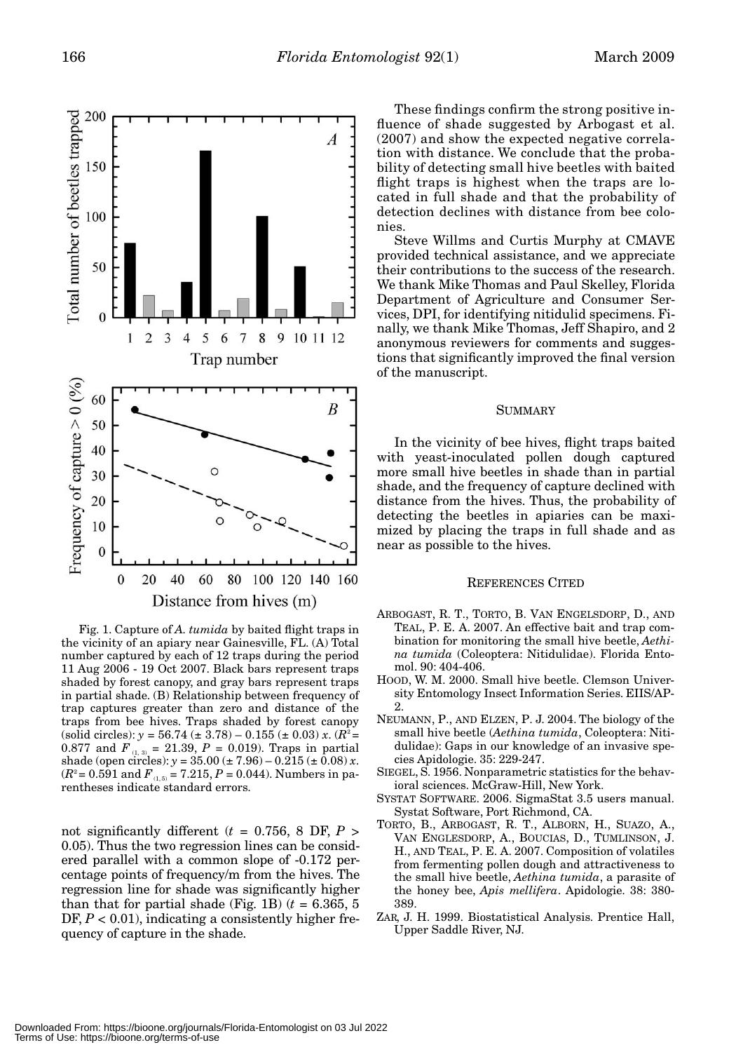Total number of beetles trapped

200

150

100

50

0

A

1 2 3 4 5 6 7 8 9 10 11 12

Trap number

Frequency of capture > 0 (%)

60

50

40

30

20

10

0

B

0 20 40 60 80 100 120 140 160

Distance from hives (m)

Fig. 1. Capture of *A. tumida* by baited flight traps in the vicinity of an apiary near Gainesville, FL. (A) Total number captured by each of 12 traps during the period 11 Aug 2006 - 19 Oct 2007. Black bars represent traps shaded by forest canopy, and gray bars represent traps in partial shade. (B) Relationship between frequency of trap captures greater than zero and distance of the traps from bee hives. Traps shaded by forest canopy (solid circles): $y = 56.74\ (\pm\ 3.78) - 0.155\ (\pm\ 0.03)\ x$. ($R^2 = 0.877$ and $F_{(1,3)} = 21.39$, $P = 0.019$). Traps in partial shade (open circles): $y = 35.00\ (\pm\ 7.96) - 0.215\ (\pm\ 0.08)\ x$. ($R^2 = 0.591$ and $F_{(1,5)} = 7.215$, $P = 0.044$). Numbers in parentheses indicate standard errors.

not significantly different ($t = 0.756$, 8 DF, $P > 0.05$). Thus the two regression lines can be considered parallel with a common slope of -0.172 percentage points of frequency/m from the hives. The regression line for shade was significantly higher than that for partial shade (Fig. 1B) ($t = 6.365$, 5 DF, $P < 0.01$), indicating a consistently higher frequency of capture in the shade.

These findings confirm the strong positive influence of shade suggested by Arbogast et al. (2007) and show the expected negative correlation with distance. We conclude that the probability of detecting small hive beetles with baited flight traps is highest when the traps are located in full shade and that the probability of detection declines with distance from bee colonies.

Steve Willms and Curtis Murphy at CMAVE provided technical assistance, and we appreciate their contributions to the success of the research. We thank Mike Thomas and Paul Skelley, Florida Department of Agriculture and Consumer Services, DPI, for identifying nitidulid specimens. Finally, we thank Mike Thomas, Jeff Shapiro, and 2 anonymous reviewers for comments and suggestions that significantly improved the final version of the manuscript.

## Summary

In the vicinity of bee hives, flight traps baited with yeast-inoculated pollen dough captured more small hive beetles in shade than in partial shade, and the frequency of capture declined with distance from the hives. Thus, the probability of detecting the beetles in apiaries can be maximized by placing the traps in full shade and as near as possible to the hives.

## References Cited

ARBOGAST, R. T., TORTO, B. VAN ENGELSDORP, D., AND TEAL, P. E. A. 2007. An effective bait and trap combination for monitoring the small hive beetle, *Aethina tumida* (Coleoptera: Nitidulidae). Florida Entomol. 90: 404-406.

HOOD, W. M. 2000. Small hive beetle. Clemson University Entomology Insect Information Series. EIIS/AP-2.

NEUMANN, P., AND ELZEN, P. J. 2004. The biology of the small hive beetle (*Aethina tumida*, Coleoptera: Nitidulidae): Gaps in our knowledge of an invasive species Apidologie. 35: 229-247.

SIEGEL, S. 1956. Nonparametric statistics for the behavioral sciences. McGraw-Hill, New York.

SYSTAT SOFTWARE. 2006. SigmaStat 3.5 users manual. Systat Software, Port Richmond, CA.

TORTO, B., ARBOGAST, R. T., ALBORN, H., SUAZO, A., VAN ENGLESDORP, A., BOUCIAS, D., TUMLINSON, J. H., AND TEAL, P. E. A. 2007. Composition of volatiles from fermenting pollen dough and attractiveness to the small hive beetle, *Aethina tumida*, a parasite of the honey bee, *Apis mellifera*. Apidologie. 38: 380-389.

ZAR, J. H. 1999. Biostatistical Analysis. Prentice Hall, Upper Saddle River, NJ.